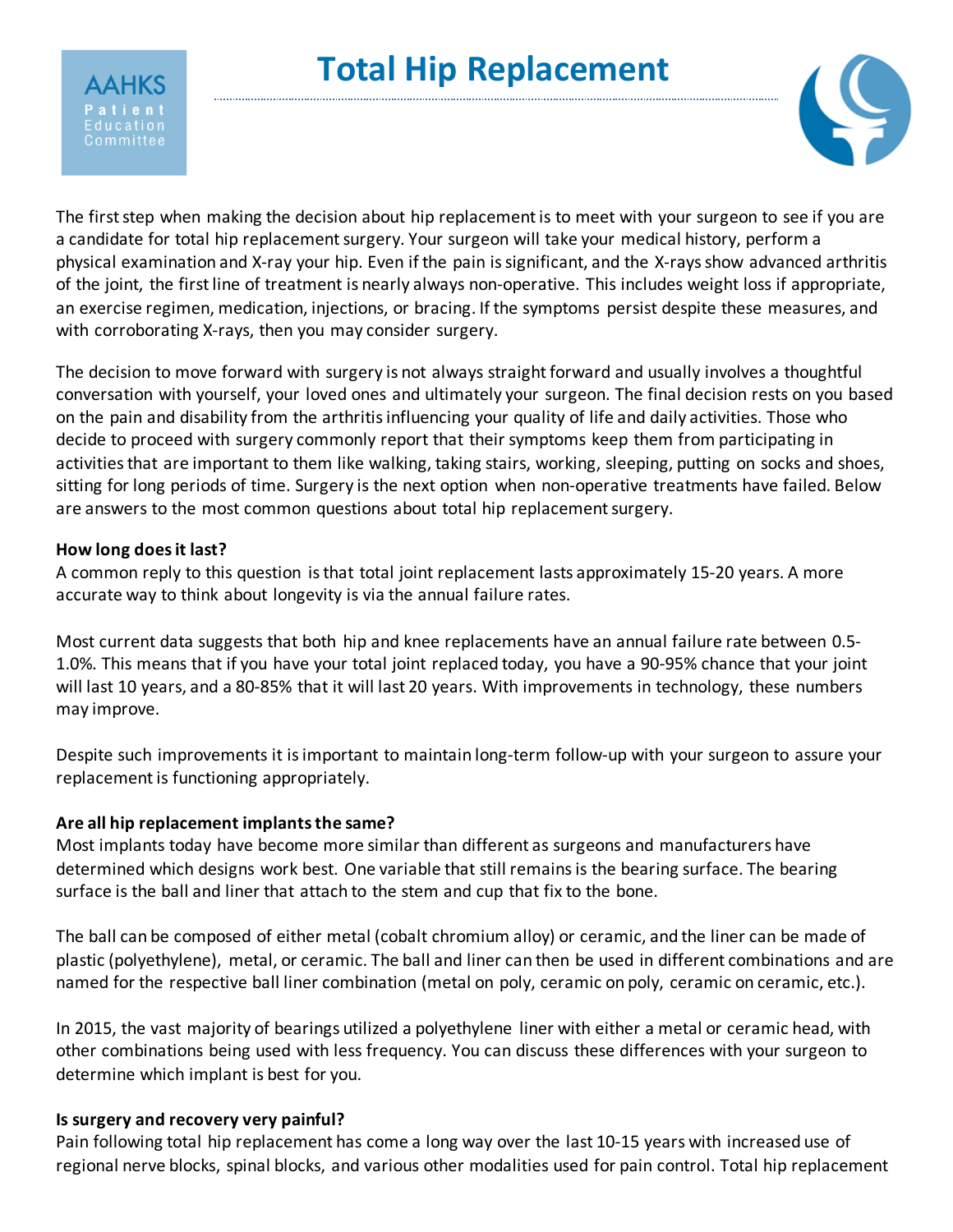AAHKS Patient Education Committee

# Total Hip Replacement

The first step when making the decision about hip replacement is to meet with your surgeon to see if you are a candidate for total hip replacement surgery. Your surgeon will take your medical history, perform a physical examination and X-ray your hip. Even if the pain is significant, and the X-rays show advanced arthritis of the joint, the first line of treatment is nearly always non-operative. This includes weight loss if appropriate, an exercise regimen, medication, injections, or bracing. If the symptoms persist despite these measures, and with corroborating X-rays, then you may consider surgery.

The decision to move forward with surgery is not always straight forward and usually involves a thoughtful conversation with yourself, your loved ones and ultimately your surgeon. The final decision rests on you based on the pain and disability from the arthritis influencing your quality of life and daily activities. Those who decide to proceed with surgery commonly report that their symptoms keep them from participating in activities that are important to them like walking, taking stairs, working, sleeping, putting on socks and shoes, sitting for long periods of time. Surgery is the next option when non-operative treatments have failed. Below are answers to the most common questions about total hip replacement surgery.

**How long does it last?**

A common reply to this question is that total joint replacement lasts approximately 15-20 years. A more accurate way to think about longevity is via the annual failure rates.

Most current data suggests that both hip and knee replacements have an annual failure rate between 0.5-1.0%. This means that if you have your total joint replaced today, you have a 90-95% chance that your joint will last 10 years, and a 80-85% that it will last 20 years. With improvements in technology, these numbers may improve.

Despite such improvements it is important to maintain long-term follow-up with your surgeon to assure your replacement is functioning appropriately.

**Are all hip replacement implants the same?**

Most implants today have become more similar than different as surgeons and manufacturers have determined which designs work best. One variable that still remains is the bearing surface. The bearing surface is the ball and liner that attach to the stem and cup that fix to the bone.

The ball can be composed of either metal (cobalt chromium alloy) or ceramic, and the liner can be made of plastic (polyethylene), metal, or ceramic. The ball and liner can then be used in different combinations and are named for the respective ball liner combination (metal on poly, ceramic on poly, ceramic on ceramic, etc.).

In 2015, the vast majority of bearings utilized a polyethylene liner with either a metal or ceramic head, with other combinations being used with less frequency. You can discuss these differences with your surgeon to determine which implant is best for you.

**Is surgery and recovery very painful?**

Pain following total hip replacement has come a long way over the last 10-15 years with increased use of regional nerve blocks, spinal blocks, and various other modalities used for pain control. Total hip replacement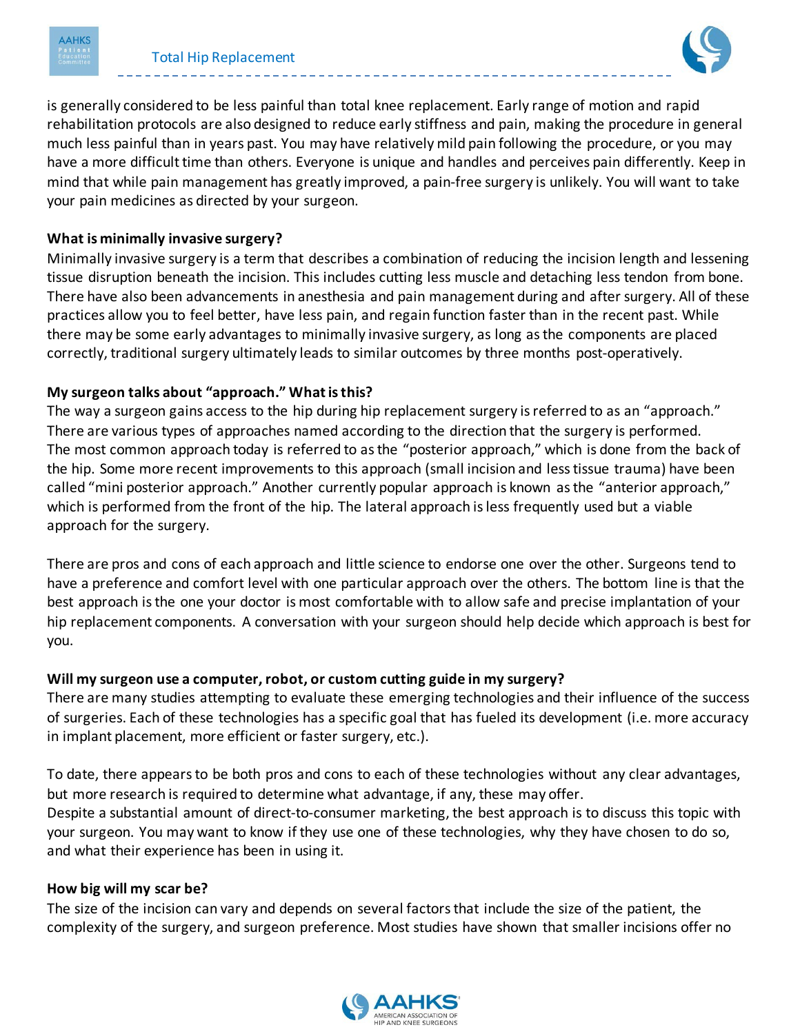is generally considered to be less painful than total knee replacement. Early range of motion and rapid rehabilitation protocols are also designed to reduce early stiffness and pain, making the procedure in general much less painful than in years past. You may have relatively mild pain following the procedure, or you may have a more difficult time than others. Everyone is unique and handles and perceives pain differently. Keep in mind that while pain management has greatly improved, a pain-free surgery is unlikely. You will want to take your pain medicines as directed by your surgeon.

**What is minimally invasive surgery?**

Minimally invasive surgery is a term that describes a combination of reducing the incision length and lessening tissue disruption beneath the incision. This includes cutting less muscle and detaching less tendon from bone. There have also been advancements in anesthesia and pain management during and after surgery. All of these practices allow you to feel better, have less pain, and regain function faster than in the recent past. While there may be some early advantages to minimally invasive surgery, as long as the components are placed correctly, traditional surgery ultimately leads to similar outcomes by three months post-operatively.

**My surgeon talks about "approach." What is this?**

The way a surgeon gains access to the hip during hip replacement surgery is referred to as an "approach." There are various types of approaches named according to the direction that the surgery is performed. The most common approach today is referred to as the "posterior approach," which is done from the back of the hip. Some more recent improvements to this approach (small incision and less tissue trauma) have been called "mini posterior approach." Another currently popular approach is known as the "anterior approach," which is performed from the front of the hip. The lateral approach is less frequently used but a viable approach for the surgery.

There are pros and cons of each approach and little science to endorse one over the other. Surgeons tend to have a preference and comfort level with one particular approach over the others. The bottom line is that the best approach is the one your doctor is most comfortable with to allow safe and precise implantation of your hip replacement components. A conversation with your surgeon should help decide which approach is best for you.

**Will my surgeon use a computer, robot, or custom cutting guide in my surgery?**

There are many studies attempting to evaluate these emerging technologies and their influence of the success of surgeries. Each of these technologies has a specific goal that has fueled its development (i.e. more accuracy in implant placement, more efficient or faster surgery, etc.).

To date, there appears to be both pros and cons to each of these technologies without any clear advantages, but more research is required to determine what advantage, if any, these may offer.
Despite a substantial amount of direct-to-consumer marketing, the best approach is to discuss this topic with your surgeon. You may want to know if they use one of these technologies, why they have chosen to do so, and what their experience has been in using it.

**How big will my scar be?**

The size of the incision can vary and depends on several factors that include the size of the patient, the complexity of the surgery, and surgeon preference. Most studies have shown that smaller incisions offer no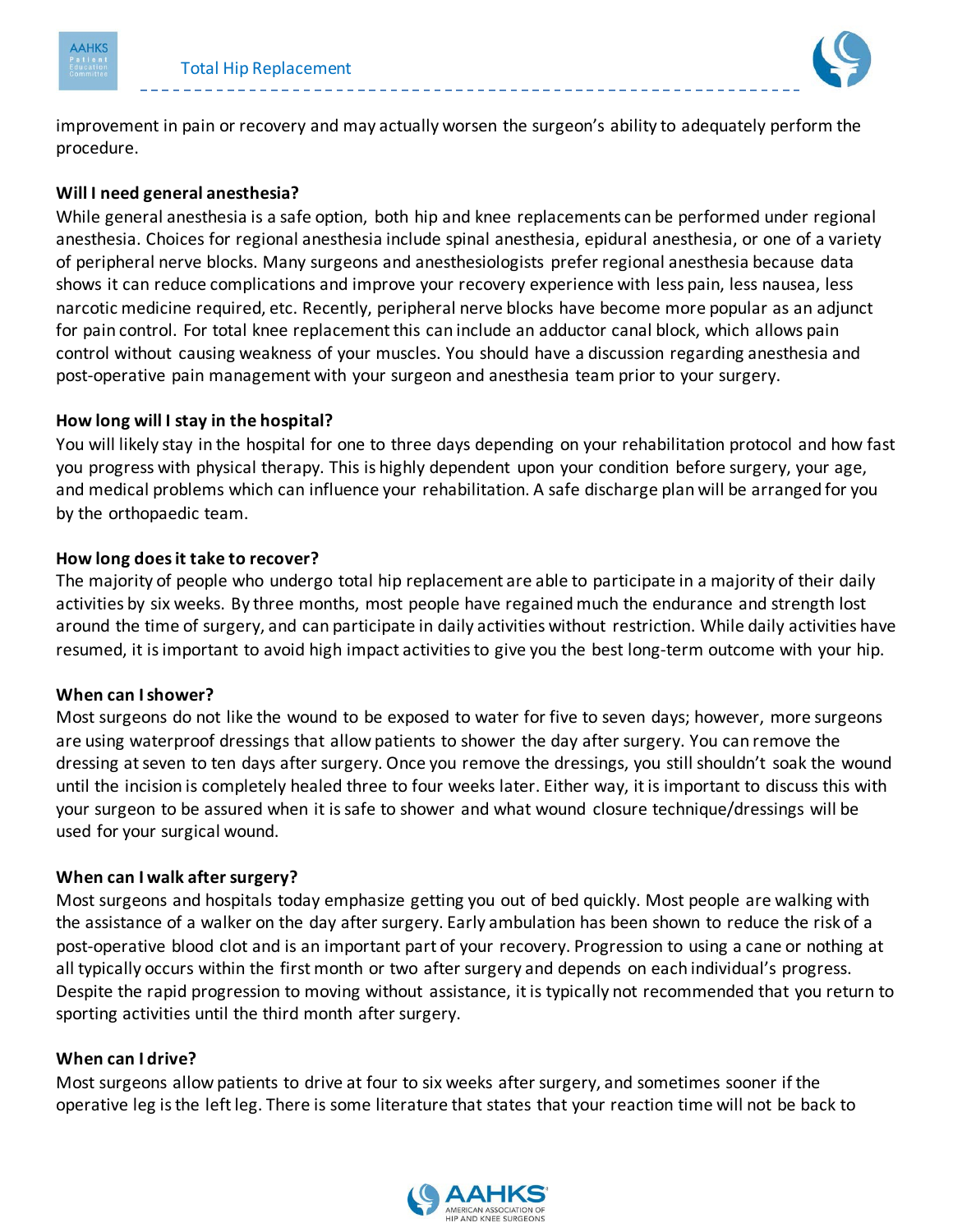improvement in pain or recovery and may actually worsen the surgeon's ability to adequately perform the procedure.

**Will I need general anesthesia?**

While general anesthesia is a safe option, both hip and knee replacements can be performed under regional anesthesia. Choices for regional anesthesia include spinal anesthesia, epidural anesthesia, or one of a variety of peripheral nerve blocks. Many surgeons and anesthesiologists prefer regional anesthesia because data shows it can reduce complications and improve your recovery experience with less pain, less nausea, less narcotic medicine required, etc. Recently, peripheral nerve blocks have become more popular as an adjunct for pain control. For total knee replacement this can include an adductor canal block, which allows pain control without causing weakness of your muscles. You should have a discussion regarding anesthesia and post-operative pain management with your surgeon and anesthesia team prior to your surgery.

**How long will I stay in the hospital?**

You will likely stay in the hospital for one to three days depending on your rehabilitation protocol and how fast you progress with physical therapy. This is highly dependent upon your condition before surgery, your age, and medical problems which can influence your rehabilitation. A safe discharge plan will be arranged for you by the orthopaedic team.

**How long does it take to recover?**

The majority of people who undergo total hip replacement are able to participate in a majority of their daily activities by six weeks. By three months, most people have regained much the endurance and strength lost around the time of surgery, and can participate in daily activities without restriction. While daily activities have resumed, it is important to avoid high impact activities to give you the best long-term outcome with your hip.

**When can I shower?**

Most surgeons do not like the wound to be exposed to water for five to seven days; however, more surgeons are using waterproof dressings that allow patients to shower the day after surgery. You can remove the dressing at seven to ten days after surgery. Once you remove the dressings, you still shouldn't soak the wound until the incision is completely healed three to four weeks later. Either way, it is important to discuss this with your surgeon to be assured when it is safe to shower and what wound closure technique/dressings will be used for your surgical wound.

**When can I walk after surgery?**

Most surgeons and hospitals today emphasize getting you out of bed quickly. Most people are walking with the assistance of a walker on the day after surgery. Early ambulation has been shown to reduce the risk of a post-operative blood clot and is an important part of your recovery. Progression to using a cane or nothing at all typically occurs within the first month or two after surgery and depends on each individual's progress. Despite the rapid progression to moving without assistance, it is typically not recommended that you return to sporting activities until the third month after surgery.

**When can I drive?**

Most surgeons allow patients to drive at four to six weeks after surgery, and sometimes sooner if the operative leg is the left leg. There is some literature that states that your reaction time will not be back to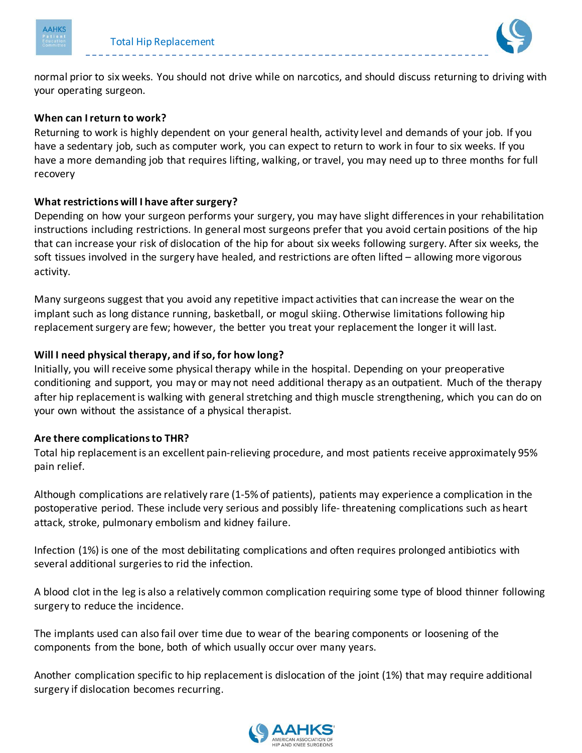normal prior to six weeks. You should not drive while on narcotics, and should discuss returning to driving with your operating surgeon.

**When can I return to work?**

Returning to work is highly dependent on your general health, activity level and demands of your job. If you have a sedentary job, such as computer work, you can expect to return to work in four to six weeks. If you have a more demanding job that requires lifting, walking, or travel, you may need up to three months for full recovery

**What restrictions will I have after surgery?**

Depending on how your surgeon performs your surgery, you may have slight differences in your rehabilitation instructions including restrictions. In general most surgeons prefer that you avoid certain positions of the hip that can increase your risk of dislocation of the hip for about six weeks following surgery. After six weeks, the soft tissues involved in the surgery have healed, and restrictions are often lifted – allowing more vigorous activity.

Many surgeons suggest that you avoid any repetitive impact activities that can increase the wear on the implant such as long distance running, basketball, or mogul skiing. Otherwise limitations following hip replacement surgery are few; however, the better you treat your replacement the longer it will last.

**Will I need physical therapy, and if so, for how long?**

Initially, you will receive some physical therapy while in the hospital. Depending on your preoperative conditioning and support, you may or may not need additional therapy as an outpatient. Much of the therapy after hip replacement is walking with general stretching and thigh muscle strengthening, which you can do on your own without the assistance of a physical therapist.

**Are there complications to THR?**

Total hip replacement is an excellent pain-relieving procedure, and most patients receive approximately 95% pain relief.

Although complications are relatively rare (1-5% of patients), patients may experience a complication in the postoperative period. These include very serious and possibly life- threatening complications such as heart attack, stroke, pulmonary embolism and kidney failure.

Infection (1%) is one of the most debilitating complications and often requires prolonged antibiotics with several additional surgeries to rid the infection.

A blood clot in the leg is also a relatively common complication requiring some type of blood thinner following surgery to reduce the incidence.

The implants used can also fail over time due to wear of the bearing components or loosening of the components from the bone, both of which usually occur over many years.

Another complication specific to hip replacement is dislocation of the joint (1%) that may require additional surgery if dislocation becomes recurring.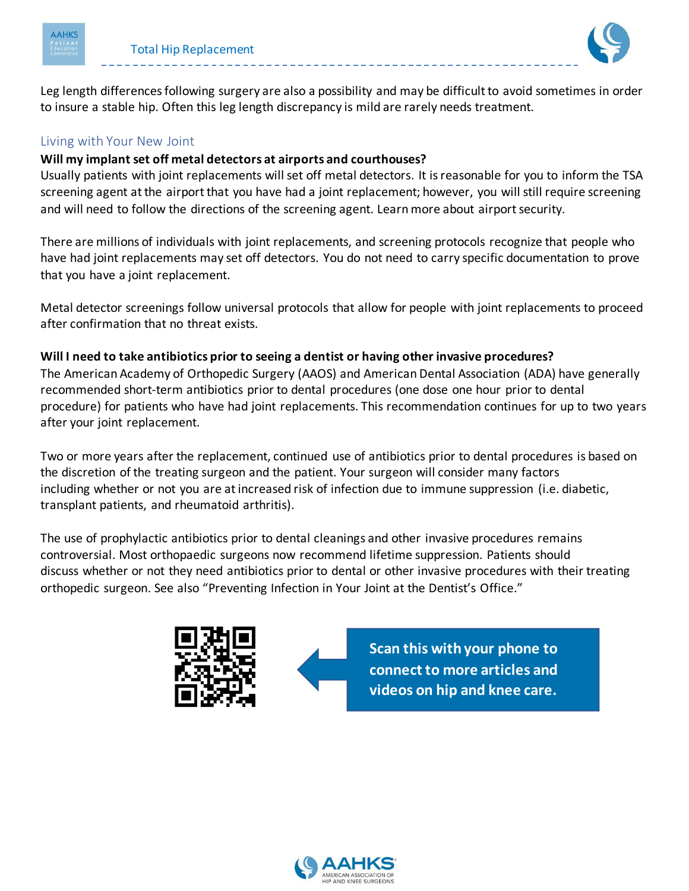Leg length differences following surgery are also a possibility and may be difficult to avoid sometimes in order to insure a stable hip. Often this leg length discrepancy is mild are rarely needs treatment.

## Living with Your New Joint

**Will my implant set off metal detectors at airports and courthouses?**

Usually patients with joint replacements will set off metal detectors. It is reasonable for you to inform the TSA screening agent at the airport that you have had a joint replacement; however, you will still require screening and will need to follow the directions of the screening agent. Learn more about airport security.

There are millions of individuals with joint replacements, and screening protocols recognize that people who have had joint replacements may set off detectors. You do not need to carry specific documentation to prove that you have a joint replacement.

Metal detector screenings follow universal protocols that allow for people with joint replacements to proceed after confirmation that no threat exists.

**Will I need to take antibiotics prior to seeing a dentist or having other invasive procedures?**

The American Academy of Orthopedic Surgery (AAOS) and American Dental Association (ADA) have generally recommended short-term antibiotics prior to dental procedures (one dose one hour prior to dental procedure) for patients who have had joint replacements. This recommendation continues for up to two years after your joint replacement.

Two or more years after the replacement, continued use of antibiotics prior to dental procedures is based on the discretion of the treating surgeon and the patient. Your surgeon will consider many factors including whether or not you are at increased risk of infection due to immune suppression (i.e. diabetic, transplant patients, and rheumatoid arthritis).

The use of prophylactic antibiotics prior to dental cleanings and other invasive procedures remains controversial. Most orthopaedic surgeons now recommend lifetime suppression. Patients should discuss whether or not they need antibiotics prior to dental or other invasive procedures with their treating orthopedic surgeon. See also "Preventing Infection in Your Joint at the Dentist's Office."

**Scan this with your phone to connect to more articles and videos on hip and knee care.**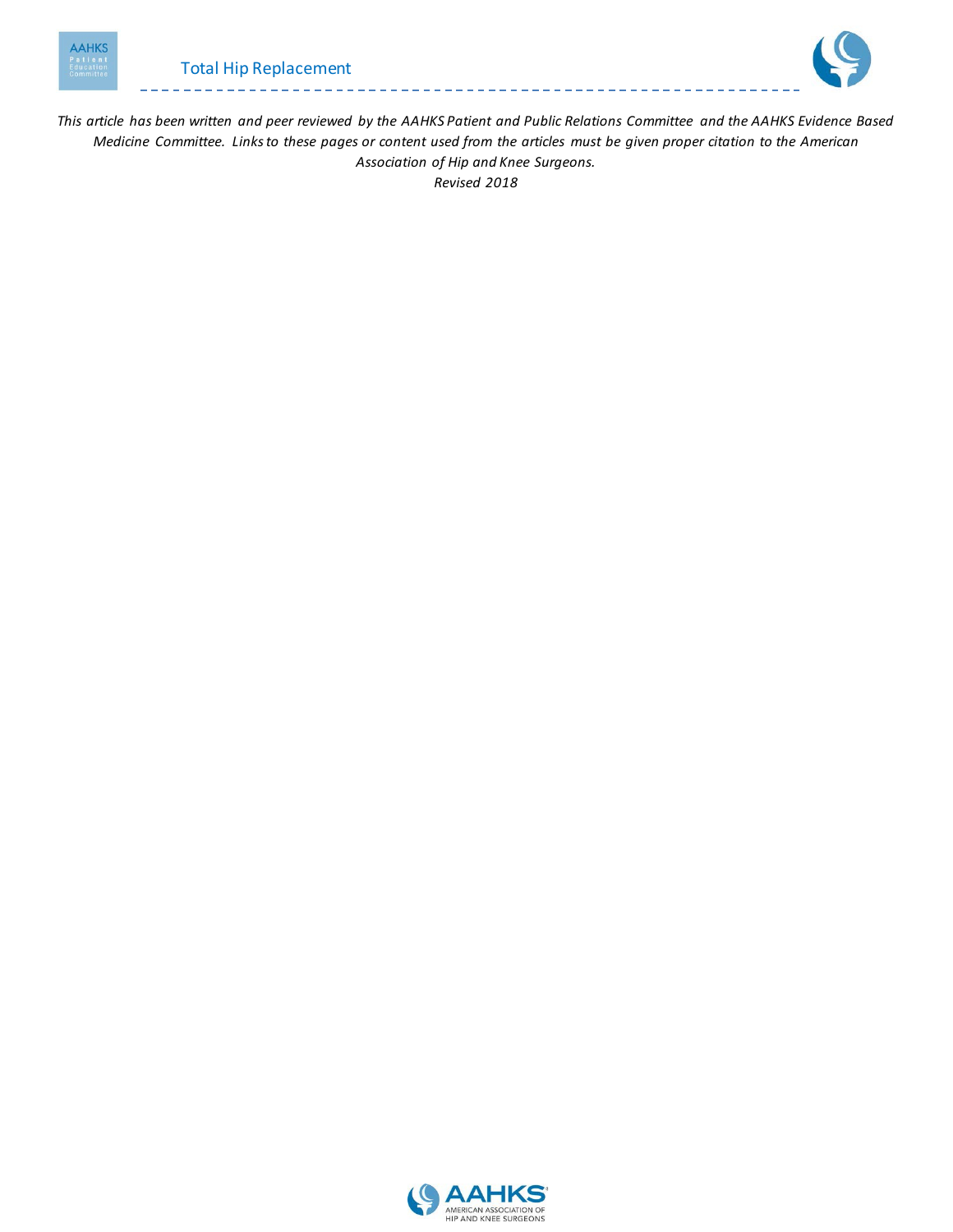*This article has been written and peer reviewed by the AAHKS Patient and Public Relations Committee and the AAHKS Evidence Based Medicine Committee. Links to these pages or content used from the articles must be given proper citation to the American Association of Hip and Knee Surgeons.*

*Revised 2018*